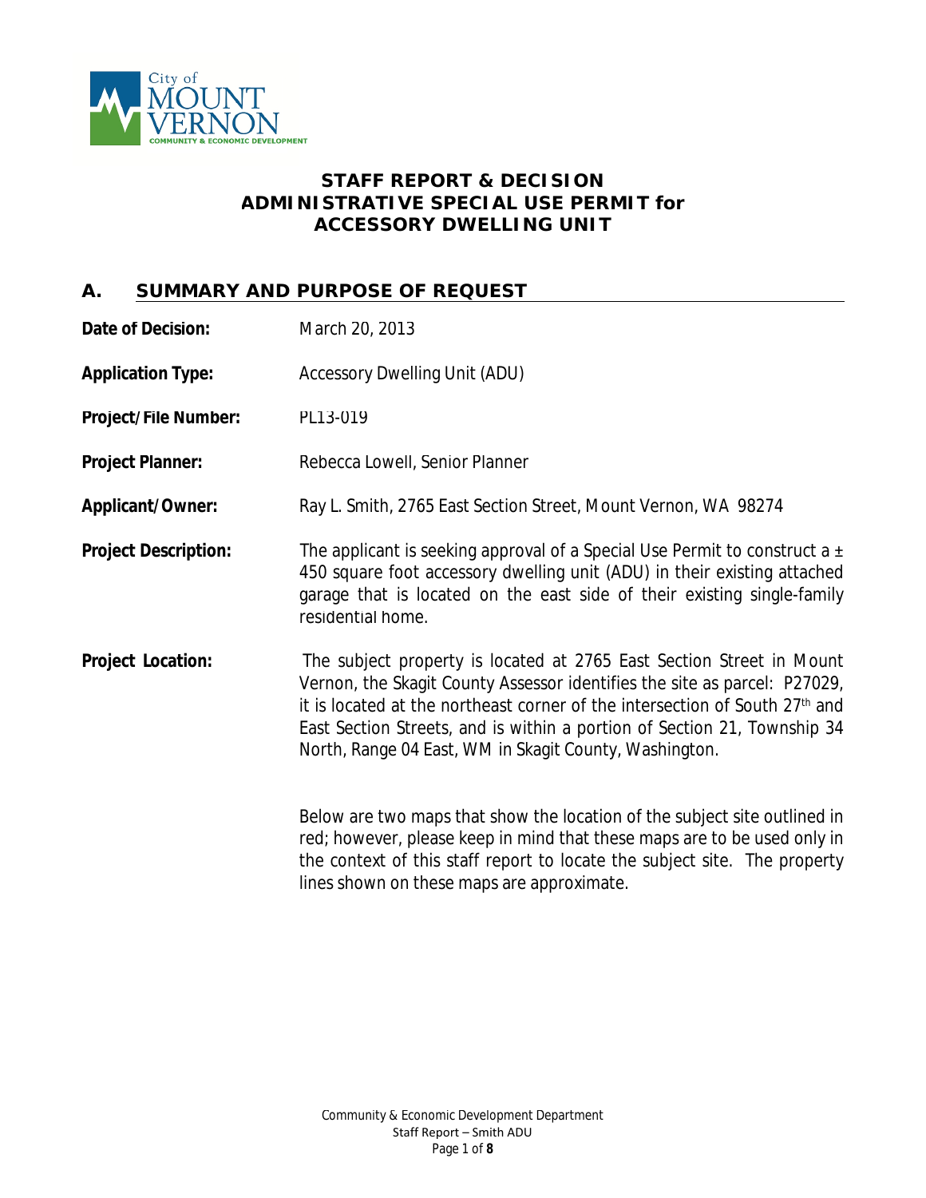# STAFF REPORT & DECISION
# ADMINISTRATIVE SPECIAL USE PERMIT for ACCESSORY DWELLING UNIT

## A. SUMMARY AND PURPOSE OF REQUEST

**Date of Decision:** March 20, 2013

**Application Type:** Accessory Dwelling Unit (ADU)

**Project/File Number:** PL13-019

**Project Planner:** Rebecca Lowell, Senior Planner

**Applicant/Owner:** Ray L. Smith, 2765 East Section Street, Mount Vernon, WA 98274

**Project Description:** The applicant is seeking approval of a Special Use Permit to construct a ± 450 square foot accessory dwelling unit (ADU) in their existing attached garage that is located on the east side of their existing single-family residential home.

**Project Location:** The subject property is located at 2765 East Section Street in Mount Vernon, the Skagit County Assessor identifies the site as parcel: P27029, it is located at the northeast corner of the intersection of South 27th and East Section Streets, and is within a portion of Section 21, Township 34 North, Range 04 East, WM in Skagit County, Washington.

Below are two maps that show the location of the subject site outlined in red; however, please keep in mind that these maps are to be used only in the context of this staff report to locate the subject site. The property lines shown on these maps are approximate.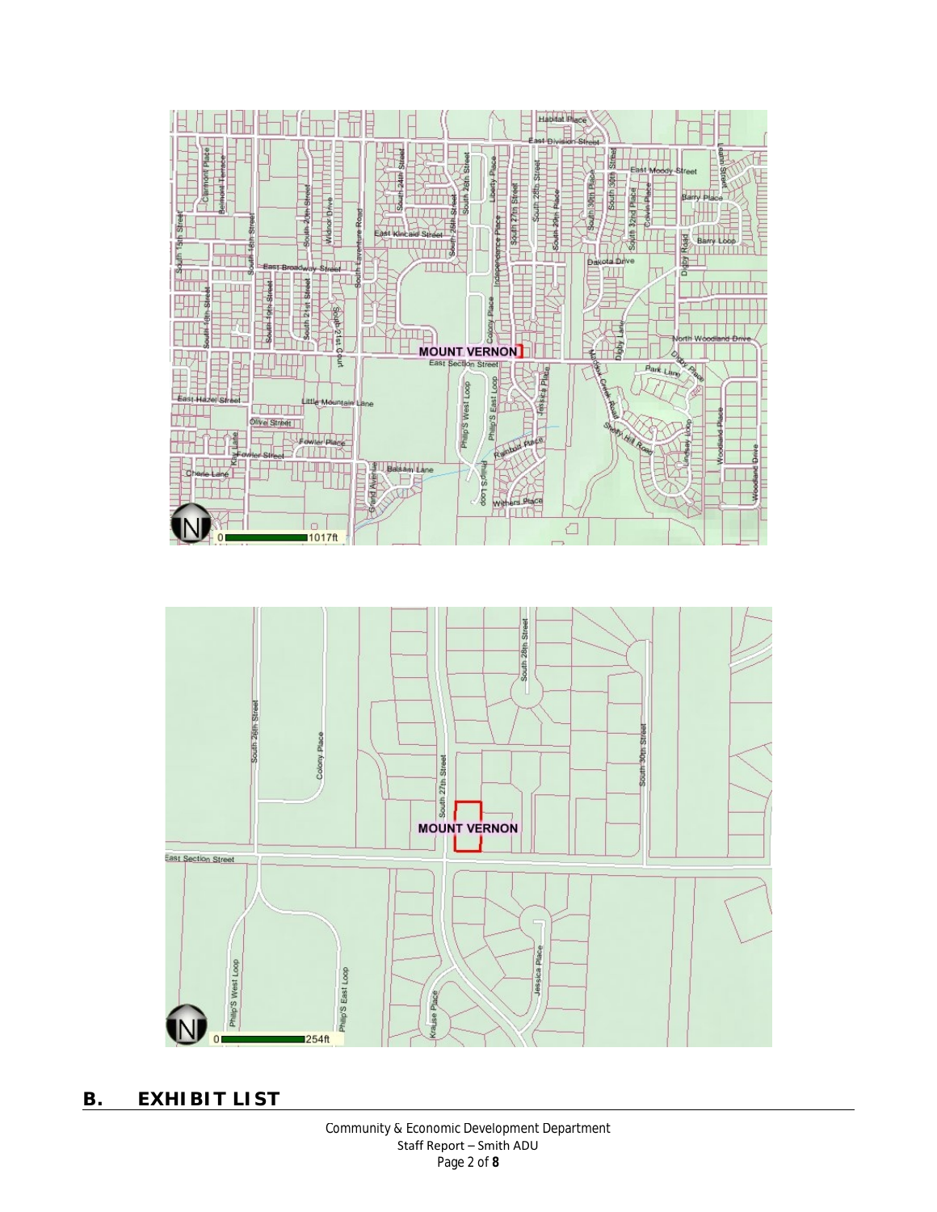## B. EXHIBIT LIST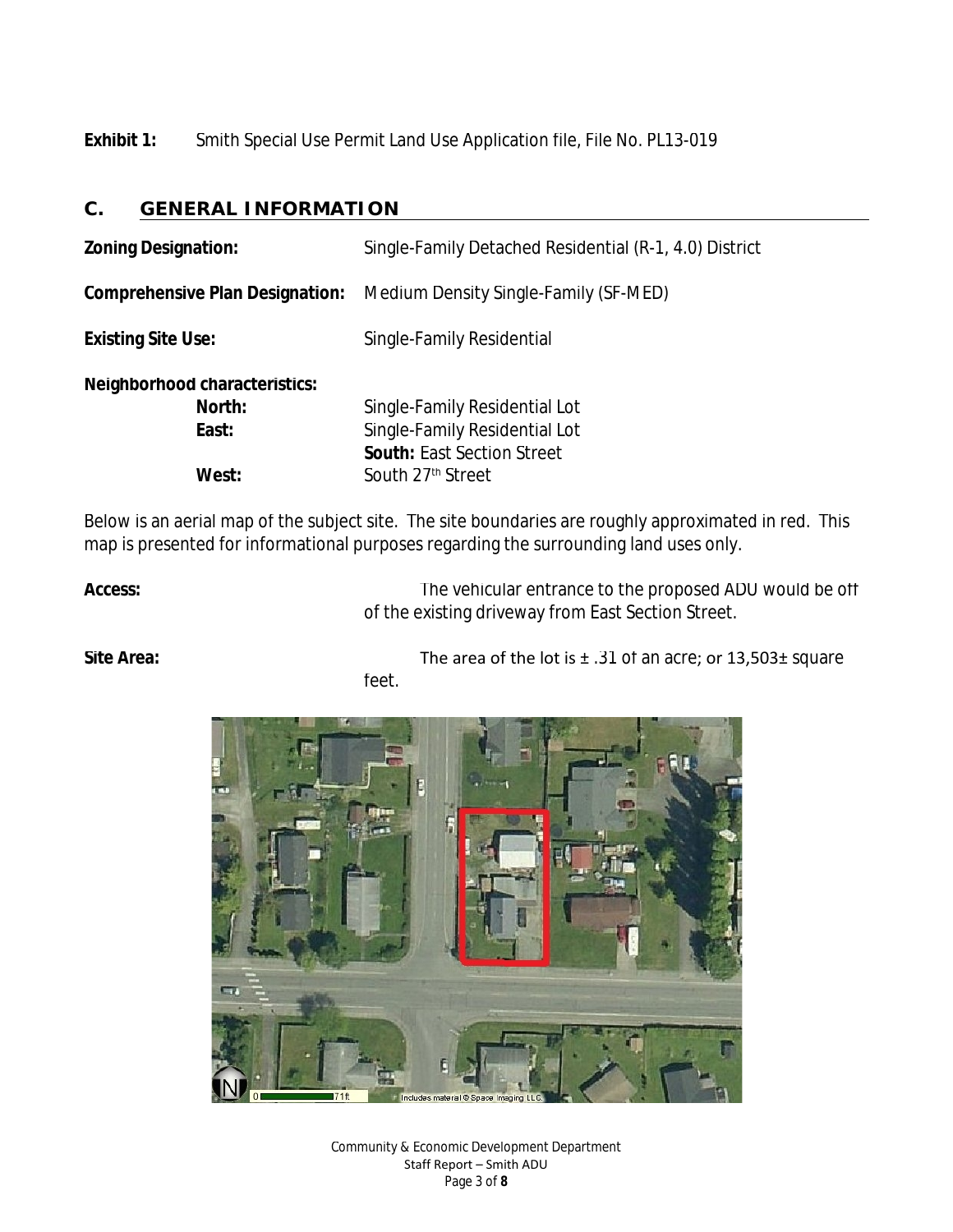**Exhibit 1:** Smith Special Use Permit Land Use Application file, File No. PL13-019

## C. GENERAL INFORMATION

**Zoning Designation:** Single-Family Detached Residential (R-1, 4.0) District

**Comprehensive Plan Designation:** Medium Density Single-Family (SF-MED)

**Existing Site Use:** Single-Family Residential

**Neighborhood characteristics:**

**North:** Single-Family Residential Lot
**East:** Single-Family Residential Lot
**South:** East Section Street
**West:** South 27th Street

Below is an aerial map of the subject site. The site boundaries are roughly approximated in red. This map is presented for informational purposes regarding the surrounding land uses only.

**Access:** The vehicular entrance to the proposed ADU would be off of the existing driveway from East Section Street.

**Site Area:** The area of the lot is ± .31 of an acre; or 13,503± square feet.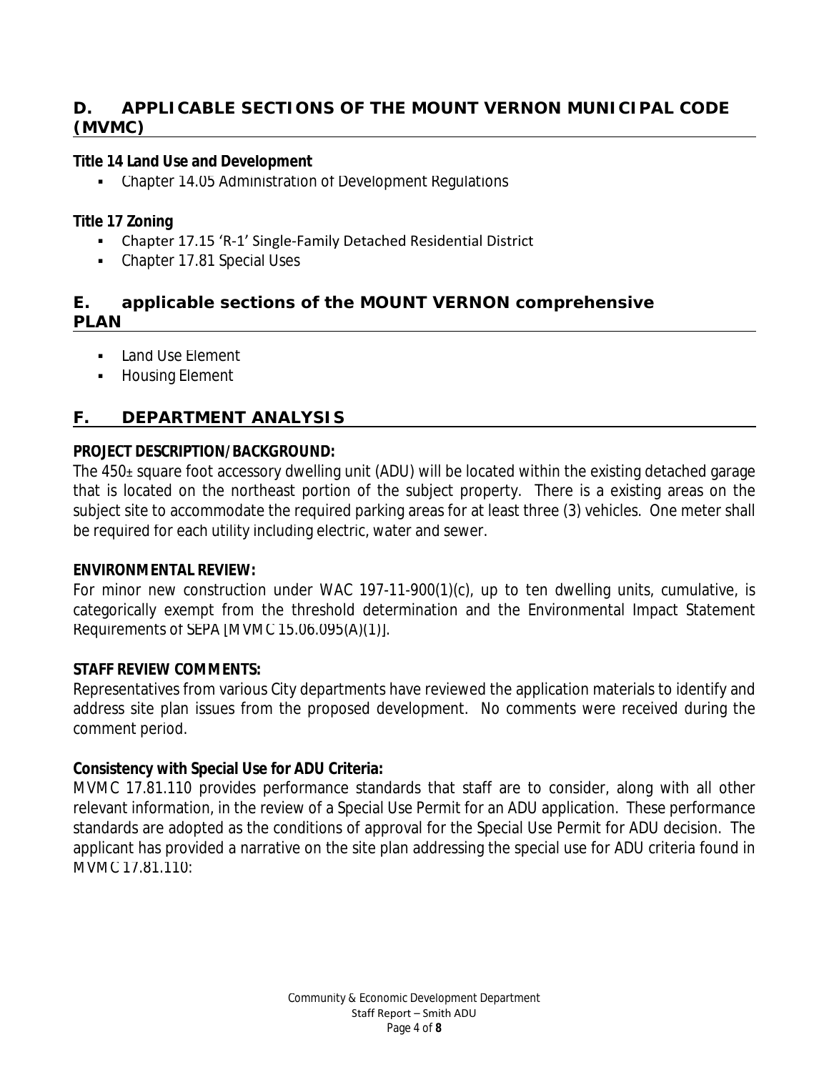## D. APPLICABLE SECTIONS OF THE MOUNT VERNON MUNICIPAL CODE (MVMC)

**Title 14 Land Use and Development**

- Chapter 14.05 Administration of Development Regulations

**Title 17 Zoning**

- Chapter 17.15 'R-1' Single-Family Detached Residential District
- Chapter 17.81 Special Uses

## E. applicable sections of the MOUNT VERNON comprehensive PLAN

- Land Use Element
- Housing Element

## F. DEPARTMENT ANALYSIS

**PROJECT DESCRIPTION/BACKGROUND:**

The 450± square foot accessory dwelling unit (ADU) will be located within the existing detached garage that is located on the northeast portion of the subject property. There is a existing areas on the subject site to accommodate the required parking areas for at least three (3) vehicles. One meter shall be required for each utility including electric, water and sewer.

**ENVIRONMENTAL REVIEW:**

For minor new construction under WAC 197-11-900(1)(c), up to ten dwelling units, cumulative, is categorically exempt from the threshold determination and the Environmental Impact Statement Requirements of SEPA [MVMC 15.06.095(A)(1)].

**STAFF REVIEW COMMENTS:**

Representatives from various City departments have reviewed the application materials to identify and address site plan issues from the proposed development. No comments were received during the comment period.

**Consistency with Special Use for ADU Criteria:**

MVMC 17.81.110 provides performance standards that staff are to consider, along with all other relevant information, in the review of a Special Use Permit for an ADU application. These performance standards are adopted as the conditions of approval for the Special Use Permit for ADU decision. The applicant has provided a narrative on the site plan addressing the special use for ADU criteria found in MVMC 17.81.110: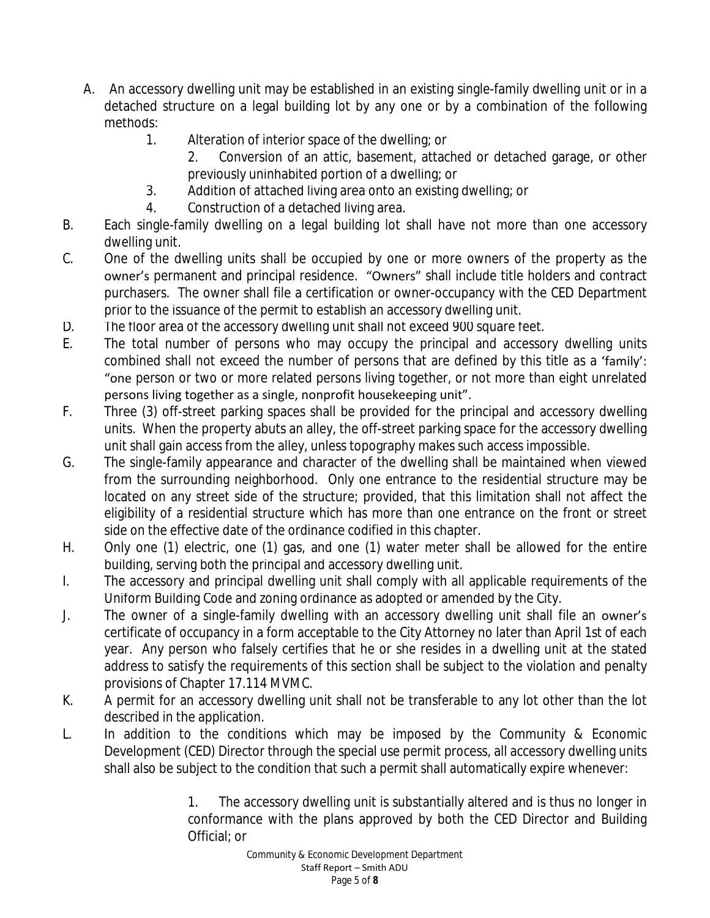A. An accessory dwelling unit may be established in an existing single-family dwelling unit or in a detached structure on a legal building lot by any one or by a combination of the following methods:

   1. Alteration of interior space of the dwelling; or
   2. Conversion of an attic, basement, attached or detached garage, or other previously uninhabited portion of a dwelling; or
   3. Addition of attached living area onto an existing dwelling; or
   4. Construction of a detached living area.

B. Each single-family dwelling on a legal building lot shall have not more than one accessory dwelling unit.

C. One of the dwelling units shall be occupied by one or more owners of the property as the owner's permanent and principal residence. "Owners" shall include title holders and contract purchasers. The owner shall file a certification or owner-occupancy with the CED Department prior to the issuance of the permit to establish an accessory dwelling unit.

D. The floor area of the accessory dwelling unit shall not exceed 900 square feet.

E. The total number of persons who may occupy the principal and accessory dwelling units combined shall not exceed the number of persons that are defined by this title as a 'family': "one person or two or more related persons living together, or not more than eight unrelated persons living together as a single, nonprofit housekeeping unit".

F. Three (3) off-street parking spaces shall be provided for the principal and accessory dwelling units. When the property abuts an alley, the off-street parking space for the accessory dwelling unit shall gain access from the alley, unless topography makes such access impossible.

G. The single-family appearance and character of the dwelling shall be maintained when viewed from the surrounding neighborhood. Only one entrance to the residential structure may be located on any street side of the structure; provided, that this limitation shall not affect the eligibility of a residential structure which has more than one entrance on the front or street side on the effective date of the ordinance codified in this chapter.

H. Only one (1) electric, one (1) gas, and one (1) water meter shall be allowed for the entire building, serving both the principal and accessory dwelling unit.

I. The accessory and principal dwelling unit shall comply with all applicable requirements of the Uniform Building Code and zoning ordinance as adopted or amended by the City.

J. The owner of a single-family dwelling with an accessory dwelling unit shall file an owner's certificate of occupancy in a form acceptable to the City Attorney no later than April 1st of each year. Any person who falsely certifies that he or she resides in a dwelling unit at the stated address to satisfy the requirements of this section shall be subject to the violation and penalty provisions of Chapter 17.114 MVMC.

K. A permit for an accessory dwelling unit shall not be transferable to any lot other than the lot described in the application.

L. In addition to the conditions which may be imposed by the Community & Economic Development (CED) Director through the special use permit process, all accessory dwelling units shall also be subject to the condition that such a permit shall automatically expire whenever:

   1. The accessory dwelling unit is substantially altered and is thus no longer in conformance with the plans approved by both the CED Director and Building Official; or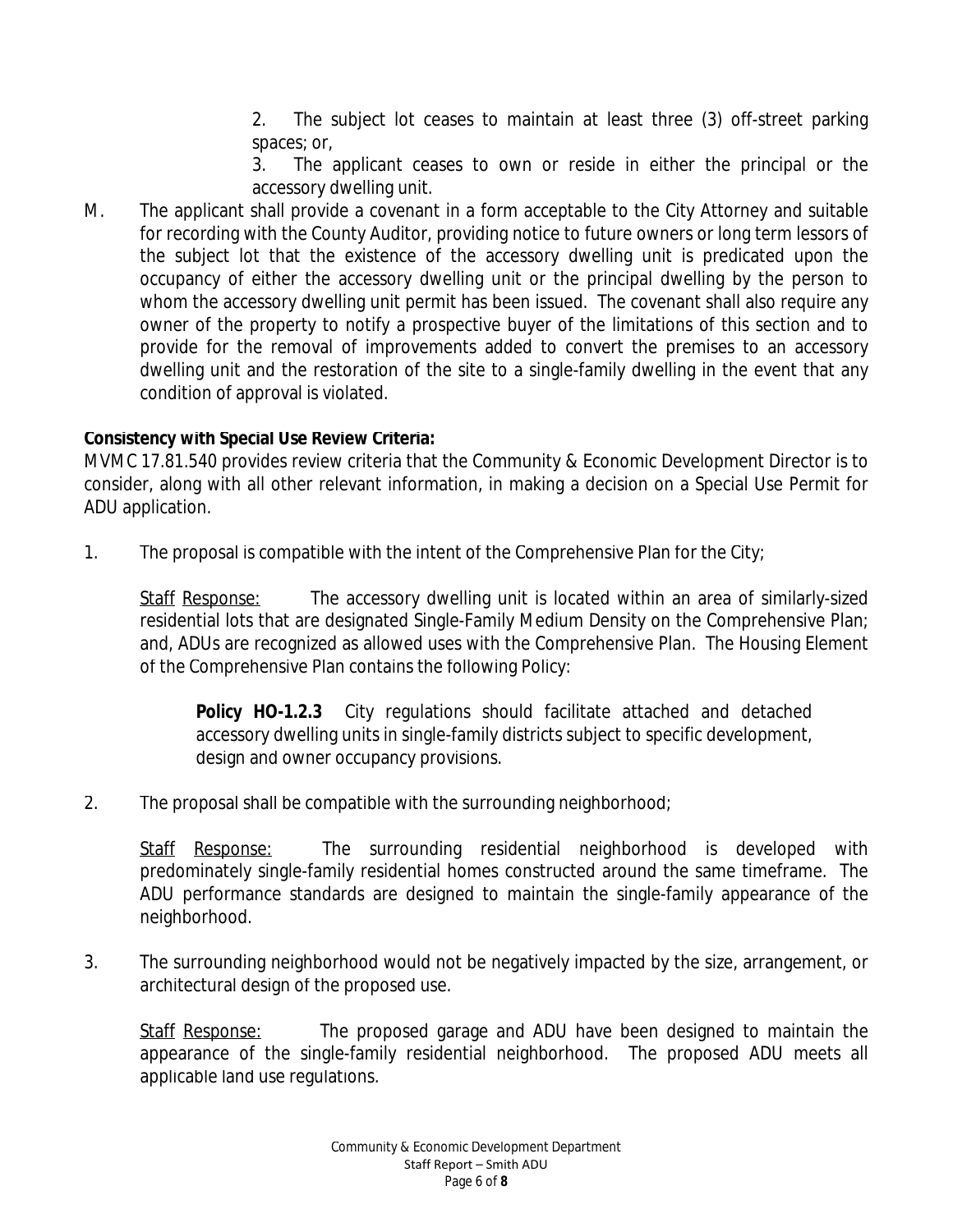2. The subject lot ceases to maintain at least three (3) off-street parking spaces; or,

3. The applicant ceases to own or reside in either the principal or the accessory dwelling unit.

M. The applicant shall provide a covenant in a form acceptable to the City Attorney and suitable for recording with the County Auditor, providing notice to future owners or long term lessors of the subject lot that the existence of the accessory dwelling unit is predicated upon the occupancy of either the accessory dwelling unit or the principal dwelling by the person to whom the accessory dwelling unit permit has been issued. The covenant shall also require any owner of the property to notify a prospective buyer of the limitations of this section and to provide for the removal of improvements added to convert the premises to an accessory dwelling unit and the restoration of the site to a single-family dwelling in the event that any condition of approval is violated.

**Consistency with Special Use Review Criteria:**

MVMC 17.81.540 provides review criteria that the Community & Economic Development Director is to consider, along with all other relevant information, in making a decision on a Special Use Permit for ADU application.

1. The proposal is compatible with the intent of the Comprehensive Plan for the City;

   Staff Response: The accessory dwelling unit is located within an area of similarly-sized residential lots that are designated Single-Family Medium Density on the Comprehensive Plan; and, ADUs are recognized as allowed uses with the Comprehensive Plan. The Housing Element of the Comprehensive Plan contains the following Policy:

   > **Policy HO-1.2.3** City regulations should facilitate attached and detached accessory dwelling units in single-family districts subject to specific development, design and owner occupancy provisions.

2. The proposal shall be compatible with the surrounding neighborhood;

   Staff Response: The surrounding residential neighborhood is developed with predominately single-family residential homes constructed around the same timeframe. The ADU performance standards are designed to maintain the single-family appearance of the neighborhood.

3. The surrounding neighborhood would not be negatively impacted by the size, arrangement, or architectural design of the proposed use.

   Staff Response: The proposed garage and ADU have been designed to maintain the appearance of the single-family residential neighborhood. The proposed ADU meets all applicable land use regulations.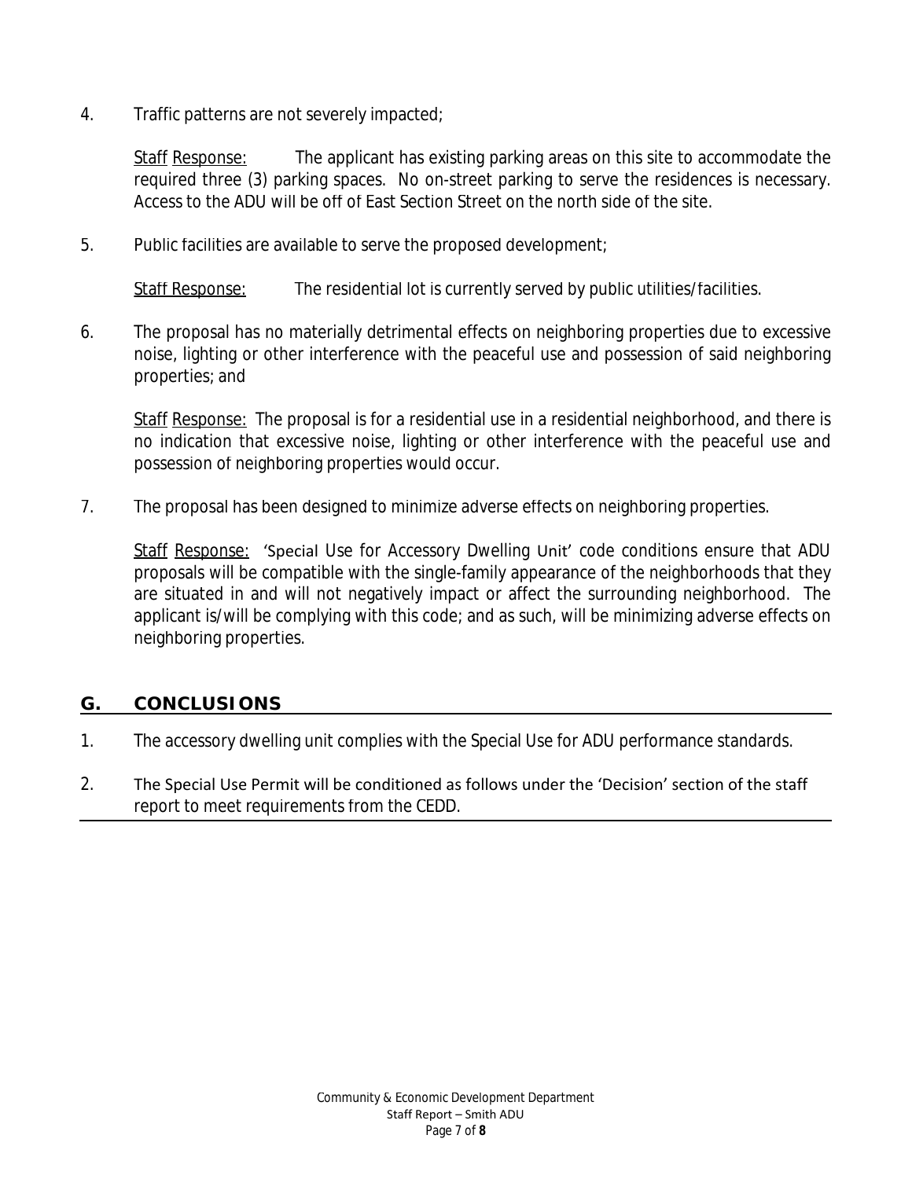4. Traffic patterns are not severely impacted;

   Staff Response: The applicant has existing parking areas on this site to accommodate the required three (3) parking spaces. No on-street parking to serve the residences is necessary. Access to the ADU will be off of East Section Street on the north side of the site.

5. Public facilities are available to serve the proposed development;

   Staff Response: The residential lot is currently served by public utilities/facilities.

6. The proposal has no materially detrimental effects on neighboring properties due to excessive noise, lighting or other interference with the peaceful use and possession of said neighboring properties; and

   Staff Response: The proposal is for a residential use in a residential neighborhood, and there is no indication that excessive noise, lighting or other interference with the peaceful use and possession of neighboring properties would occur.

7. The proposal has been designed to minimize adverse effects on neighboring properties.

   Staff Response: 'Special Use for Accessory Dwelling Unit' code conditions ensure that ADU proposals will be compatible with the single-family appearance of the neighborhoods that they are situated in and will not negatively impact or affect the surrounding neighborhood. The applicant is/will be complying with this code; and as such, will be minimizing adverse effects on neighboring properties.

## G. CONCLUSIONS

1. The accessory dwelling unit complies with the Special Use for ADU performance standards.
2. The Special Use Permit will be conditioned as follows under the 'Decision' section of the staff report to meet requirements from the CEDD.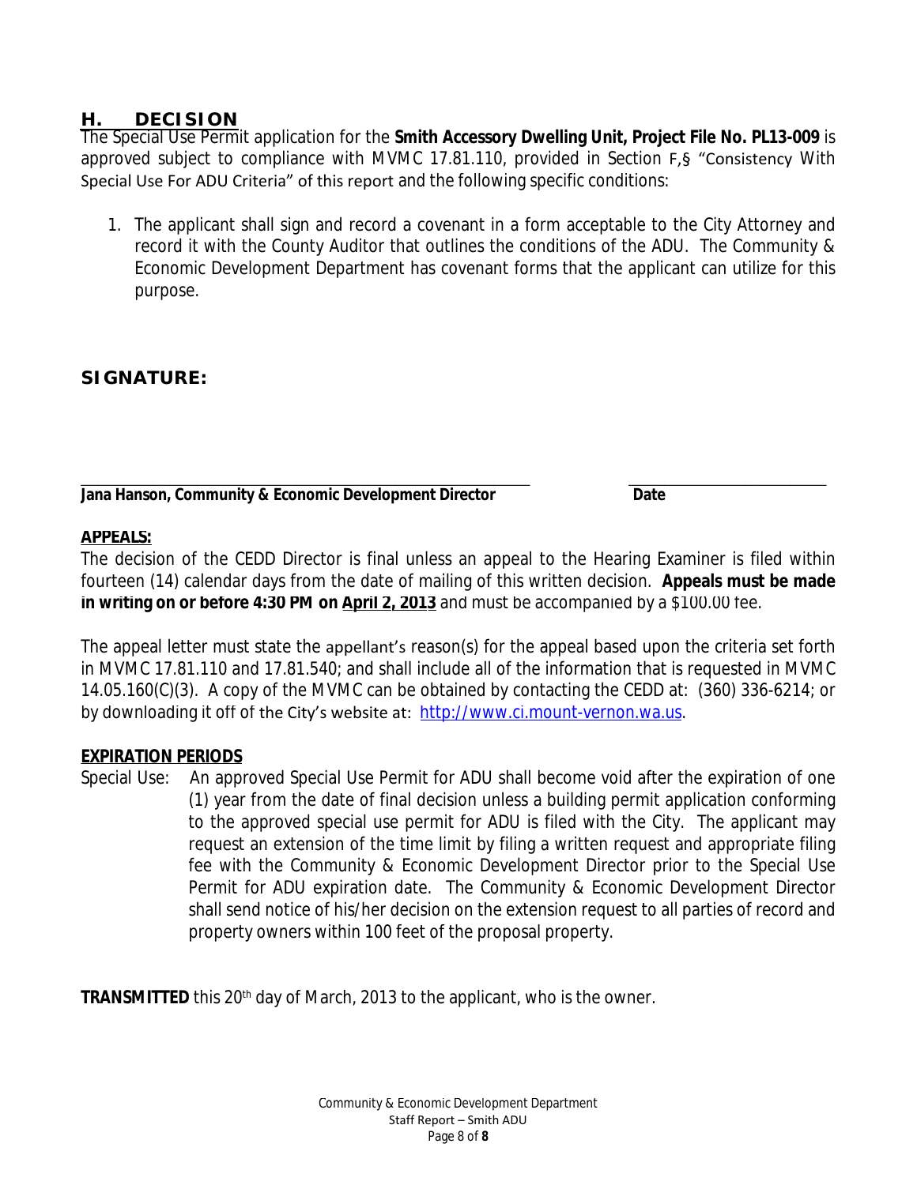## H. DECISION

The Special Use Permit application for the **Smith Accessory Dwelling Unit, Project File No. PL13-009** is approved subject to compliance with MVMC 17.81.110, provided in Section F,§ "Consistency With Special Use For ADU Criteria" of this report and the following specific conditions:

1. The applicant shall sign and record a covenant in a form acceptable to the City Attorney and record it with the County Auditor that outlines the conditions of the ADU. The Community & Economic Development Department has covenant forms that the applicant can utilize for this purpose.

## SIGNATURE:

\_\_\_\_\_\_\_\_\_\_\_\_\_\_\_\_\_\_\_\_\_\_\_\_\_\_\_\_\_\_\_\_\_\_\_\_\_\_\_\_\_\_\_\_\_\_\_\_ \_\_\_\_\_\_\_\_\_\_\_\_\_\_\_\_\_\_\_\_

**Jana Hanson, Community & Economic Development Director** **Date**

**APPEALS:**

The decision of the CEDD Director is final unless an appeal to the Hearing Examiner is filed within fourteen (14) calendar days from the date of mailing of this written decision. **Appeals must be made in writing on or before 4:30 PM on April 2, 2013** and must be accompanied by a $100.00 fee.

The appeal letter must state the appellant's reason(s) for the appeal based upon the criteria set forth in MVMC 17.81.110 and 17.81.540; and shall include all of the information that is requested in MVMC 14.05.160(C)(3). A copy of the MVMC can be obtained by contacting the CEDD at: (360) 336-6214; or by downloading it off of the City's website at: http://www.ci.mount-vernon.wa.us.

**EXPIRATION PERIODS**

Special Use: An approved Special Use Permit for ADU shall become void after the expiration of one (1) year from the date of final decision unless a building permit application conforming to the approved special use permit for ADU is filed with the City. The applicant may request an extension of the time limit by filing a written request and appropriate filing fee with the Community & Economic Development Director prior to the Special Use Permit for ADU expiration date. The Community & Economic Development Director shall send notice of his/her decision on the extension request to all parties of record and property owners within 100 feet of the proposal property.

**TRANSMITTED** this 20th day of March, 2013 to the applicant, who is the owner.